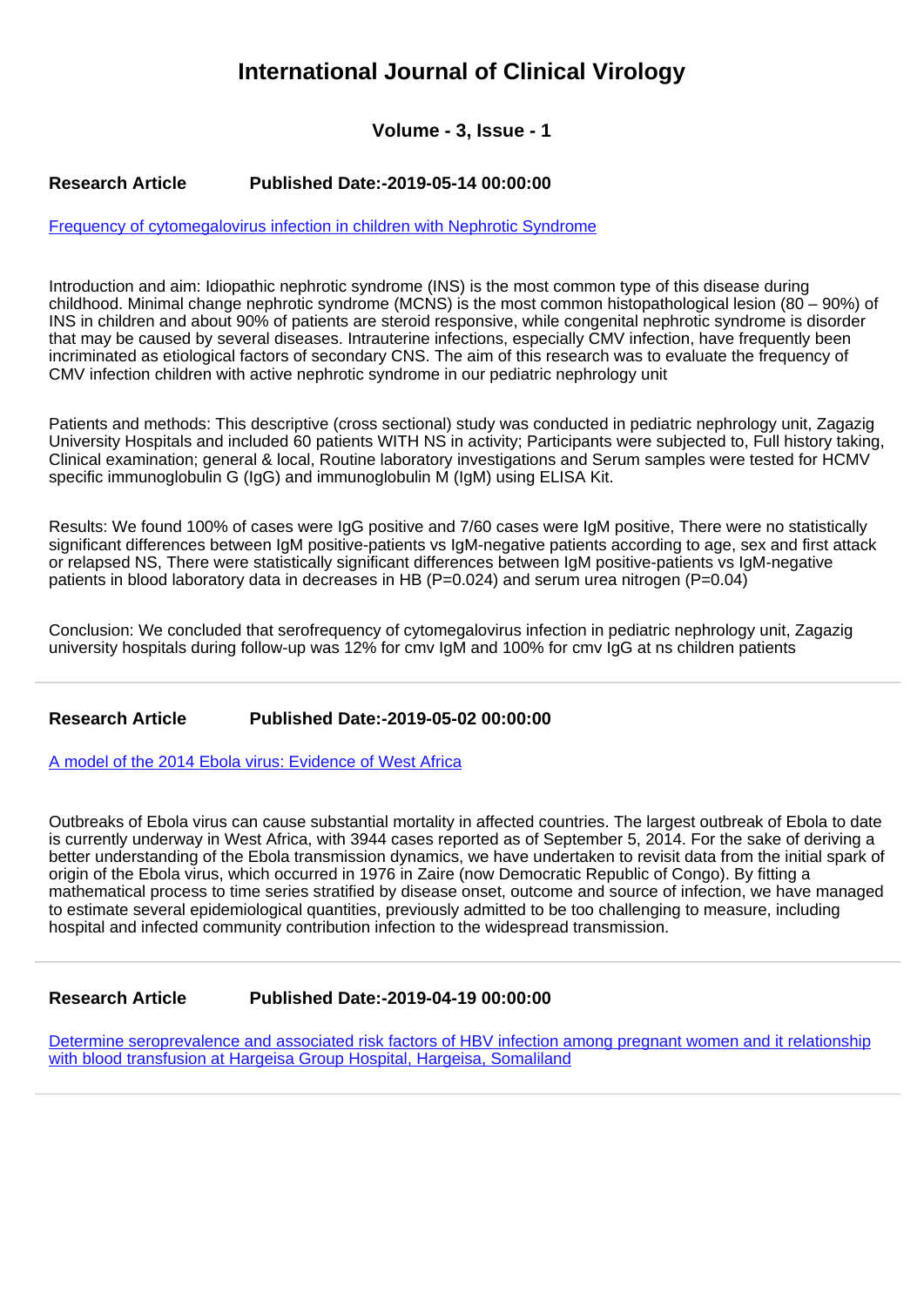# International Journal of Clinical Virology

### Volume - 3, Issue - 1

**Research Article** **Published Date:-2019-05-14 00:00:00**

[Frequency of cytomegalovirus infection in children with Nephrotic Syndrome]

Introduction and aim: Idiopathic nephrotic syndrome (INS) is the most common type of this disease during childhood. Minimal change nephrotic syndrome (MCNS) is the most common histopathological lesion (80 – 90%) of INS in children and about 90% of patients are steroid responsive, while congenital nephrotic syndrome is disorder that may be caused by several diseases. Intrauterine infections, especially CMV infection, have frequently been incriminated as etiological factors of secondary CNS. The aim of this research was to evaluate the frequency of CMV infection children with active nephrotic syndrome in our pediatric nephrology unit

Patients and methods: This descriptive (cross sectional) study was conducted in pediatric nephrology unit, Zagazig University Hospitals and included 60 patients WITH NS in activity; Participants were subjected to, Full history taking, Clinical examination; general & local, Routine laboratory investigations and Serum samples were tested for HCMV specific immunoglobulin G (IgG) and immunoglobulin M (IgM) using ELISA Kit.

Results: We found 100% of cases were IgG positive and 7/60 cases were IgM positive, There were no statistically significant differences between IgM positive-patients vs IgM-negative patients according to age, sex and first attack or relapsed NS, There were statistically significant differences between IgM positive-patients vs IgM-negative patients in blood laboratory data in decreases in HB (P=0.024) and serum urea nitrogen (P=0.04)

Conclusion: We concluded that serofrequency of cytomegalovirus infection in pediatric nephrology unit, Zagazig university hospitals during follow-up was 12% for cmv IgM and 100% for cmv IgG at ns children patients

---

**Research Article** **Published Date:-2019-05-02 00:00:00**

[A model of the 2014 Ebola virus: Evidence of West Africa]

Outbreaks of Ebola virus can cause substantial mortality in affected countries. The largest outbreak of Ebola to date is currently underway in West Africa, with 3944 cases reported as of September 5, 2014. For the sake of deriving a better understanding of the Ebola transmission dynamics, we have undertaken to revisit data from the initial spark of origin of the Ebola virus, which occurred in 1976 in Zaire (now Democratic Republic of Congo). By fitting a mathematical process to time series stratified by disease onset, outcome and source of infection, we have managed to estimate several epidemiological quantities, previously admitted to be too challenging to measure, including hospital and infected community contribution infection to the widespread transmission.

---

**Research Article** **Published Date:-2019-04-19 00:00:00**

[Determine seroprevalence and associated risk factors of HBV infection among pregnant women and it relationship with blood transfusion at Hargeisa Group Hospital, Hargeisa, Somaliland]

---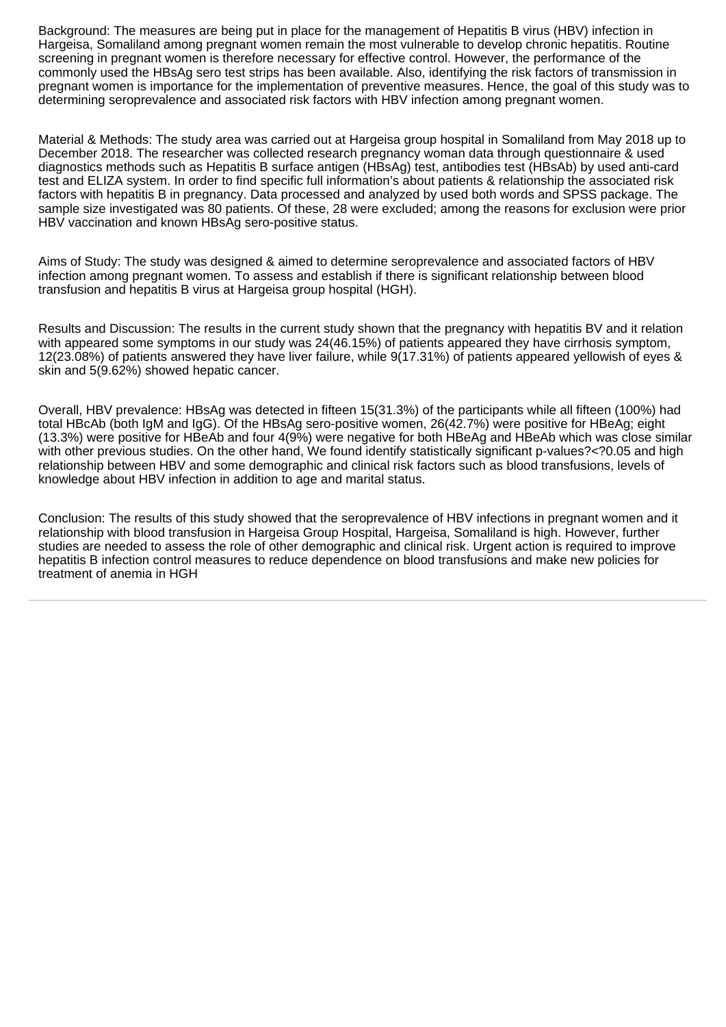Background: The measures are being put in place for the management of Hepatitis B virus (HBV) infection in Hargeisa, Somaliland among pregnant women remain the most vulnerable to develop chronic hepatitis. Routine screening in pregnant women is therefore necessary for effective control. However, the performance of the commonly used the HBsAg sero test strips has been available. Also, identifying the risk factors of transmission in pregnant women is importance for the implementation of preventive measures. Hence, the goal of this study was to determining seroprevalence and associated risk factors with HBV infection among pregnant women.

Material & Methods: The study area was carried out at Hargeisa group hospital in Somaliland from May 2018 up to December 2018. The researcher was collected research pregnancy woman data through questionnaire & used diagnostics methods such as Hepatitis B surface antigen (HBsAg) test, antibodies test (HBsAb) by used anti-card test and ELIZA system. In order to find specific full information's about patients & relationship the associated risk factors with hepatitis B in pregnancy. Data processed and analyzed by used both words and SPSS package. The sample size investigated was 80 patients. Of these, 28 were excluded; among the reasons for exclusion were prior HBV vaccination and known HBsAg sero-positive status.

Aims of Study: The study was designed & aimed to determine seroprevalence and associated factors of HBV infection among pregnant women. To assess and establish if there is significant relationship between blood transfusion and hepatitis B virus at Hargeisa group hospital (HGH).

Results and Discussion: The results in the current study shown that the pregnancy with hepatitis BV and it relation with appeared some symptoms in our study was 24(46.15%) of patients appeared they have cirrhosis symptom, 12(23.08%) of patients answered they have liver failure, while 9(17.31%) of patients appeared yellowish of eyes & skin and 5(9.62%) showed hepatic cancer.

Overall, HBV prevalence: HBsAg was detected in fifteen 15(31.3%) of the participants while all fifteen (100%) had total HBcAb (both IgM and IgG). Of the HBsAg sero-positive women, 26(42.7%) were positive for HBeAg; eight (13.3%) were positive for HBeAb and four 4(9%) were negative for both HBeAg and HBeAb which was close similar with other previous studies. On the other hand, We found identify statistically significant p-values?<?0.05 and high relationship between HBV and some demographic and clinical risk factors such as blood transfusions, levels of knowledge about HBV infection in addition to age and marital status.

Conclusion: The results of this study showed that the seroprevalence of HBV infections in pregnant women and it relationship with blood transfusion in Hargeisa Group Hospital, Hargeisa, Somaliland is high. However, further studies are needed to assess the role of other demographic and clinical risk. Urgent action is required to improve hepatitis B infection control measures to reduce dependence on blood transfusions and make new policies for treatment of anemia in HGH